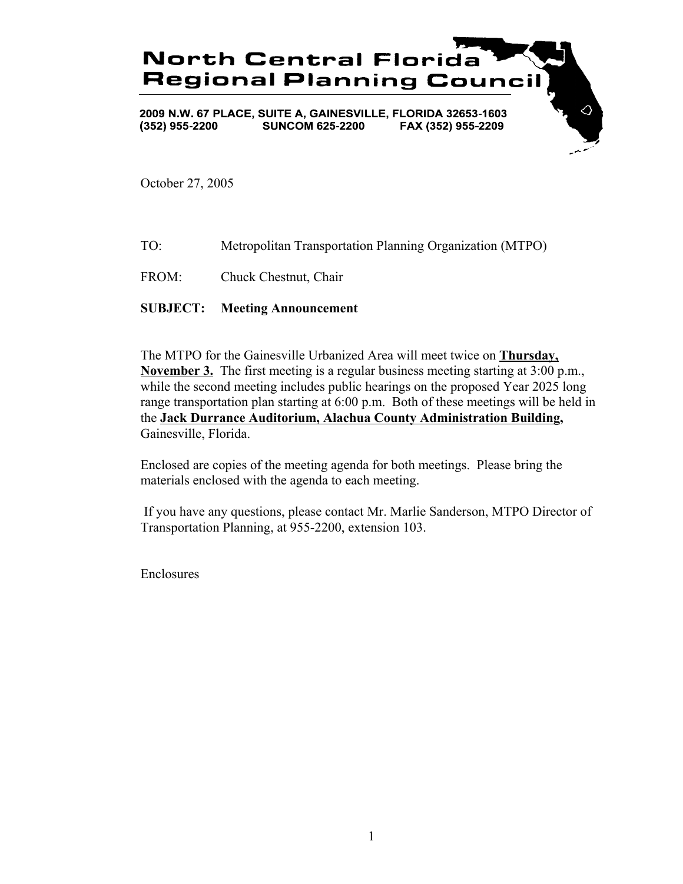# North Central Florida Regional Planning Council

2009 N.W. 67 PLACE, SUITE A, GAINESVILLE, FLORIDA 32653-1603
(352) 955-2200 SUNCOM 625-2200 FAX (352) 955-2209

October 27, 2005

TO: Metropolitan Transportation Planning Organization (MTPO)

FROM: Chuck Chestnut, Chair

**SUBJECT: Meeting Announcement**

The MTPO for the Gainesville Urbanized Area will meet twice on **Thursday, November 3.** The first meeting is a regular business meeting starting at 3:00 p.m., while the second meeting includes public hearings on the proposed Year 2025 long range transportation plan starting at 6:00 p.m. Both of these meetings will be held in the **Jack Durrance Auditorium, Alachua County Administration Building,** Gainesville, Florida.

Enclosed are copies of the meeting agenda for both meetings. Please bring the materials enclosed with the agenda to each meeting.

If you have any questions, please contact Mr. Marlie Sanderson, MTPO Director of Transportation Planning, at 955-2200, extension 103.

Enclosures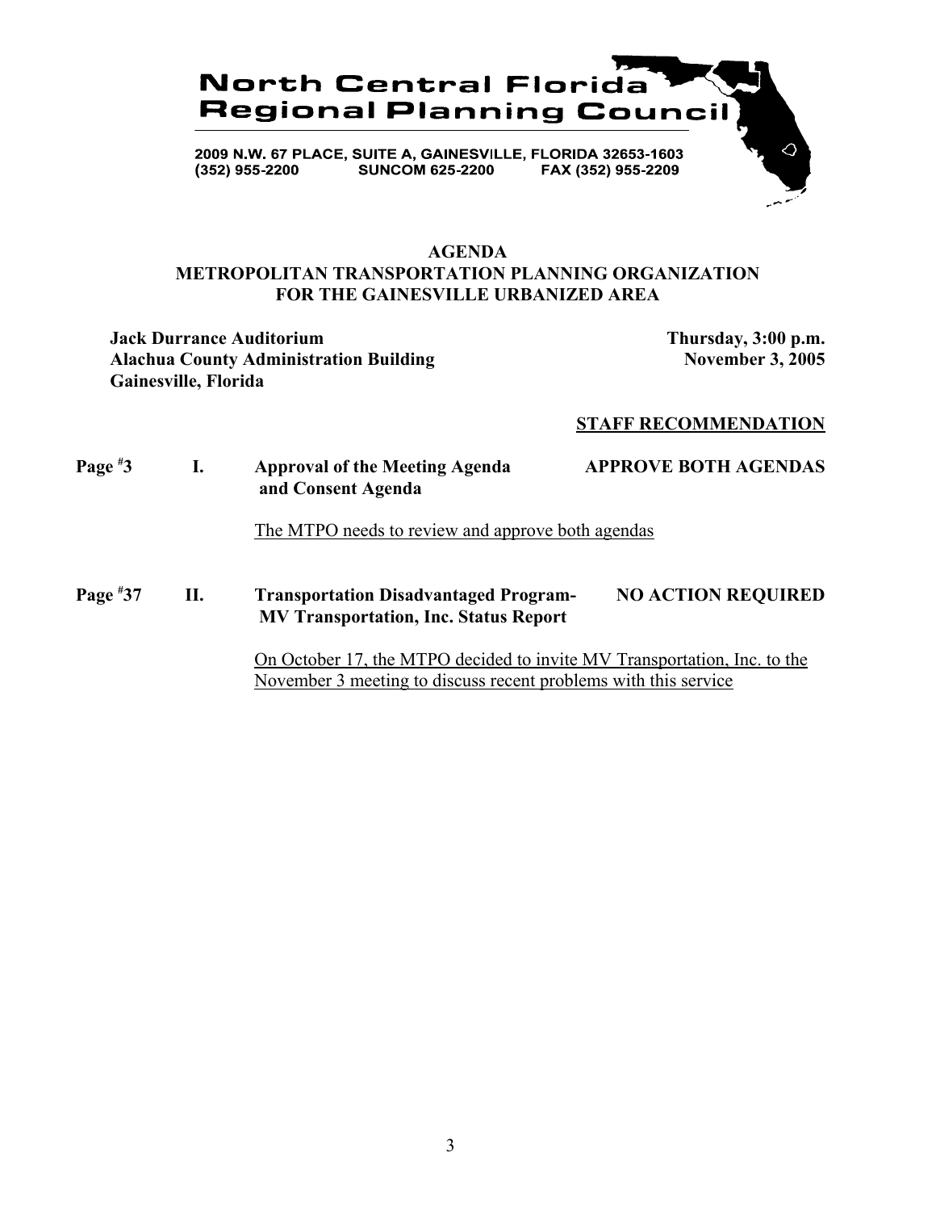# North Central Florida Regional Planning Council

2009 N.W. 67 PLACE, SUITE A, GAINESVILLE, FLORIDA 32653-1603
(352) 955-2200 SUNCOM 625-2200 FAX (352) 955-2209

## AGENDA
## METROPOLITAN TRANSPORTATION PLANNING ORGANIZATION FOR THE GAINESVILLE URBANIZED AREA

**Jack Durrance Auditorium**
**Alachua County Administration Building**
**Gainesville, Florida**

**Thursday, 3:00 p.m.**
**November 3, 2005**

**STAFF RECOMMENDATION**

**Page #3 I. Approval of the Meeting Agenda and Consent Agenda** — **APPROVE BOTH AGENDAS**

The MTPO needs to review and approve both agendas

**Page #37 II. Transportation Disadvantaged Program- MV Transportation, Inc. Status Report** — **NO ACTION REQUIRED**

On October 17, the MTPO decided to invite MV Transportation, Inc. to the November 3 meeting to discuss recent problems with this service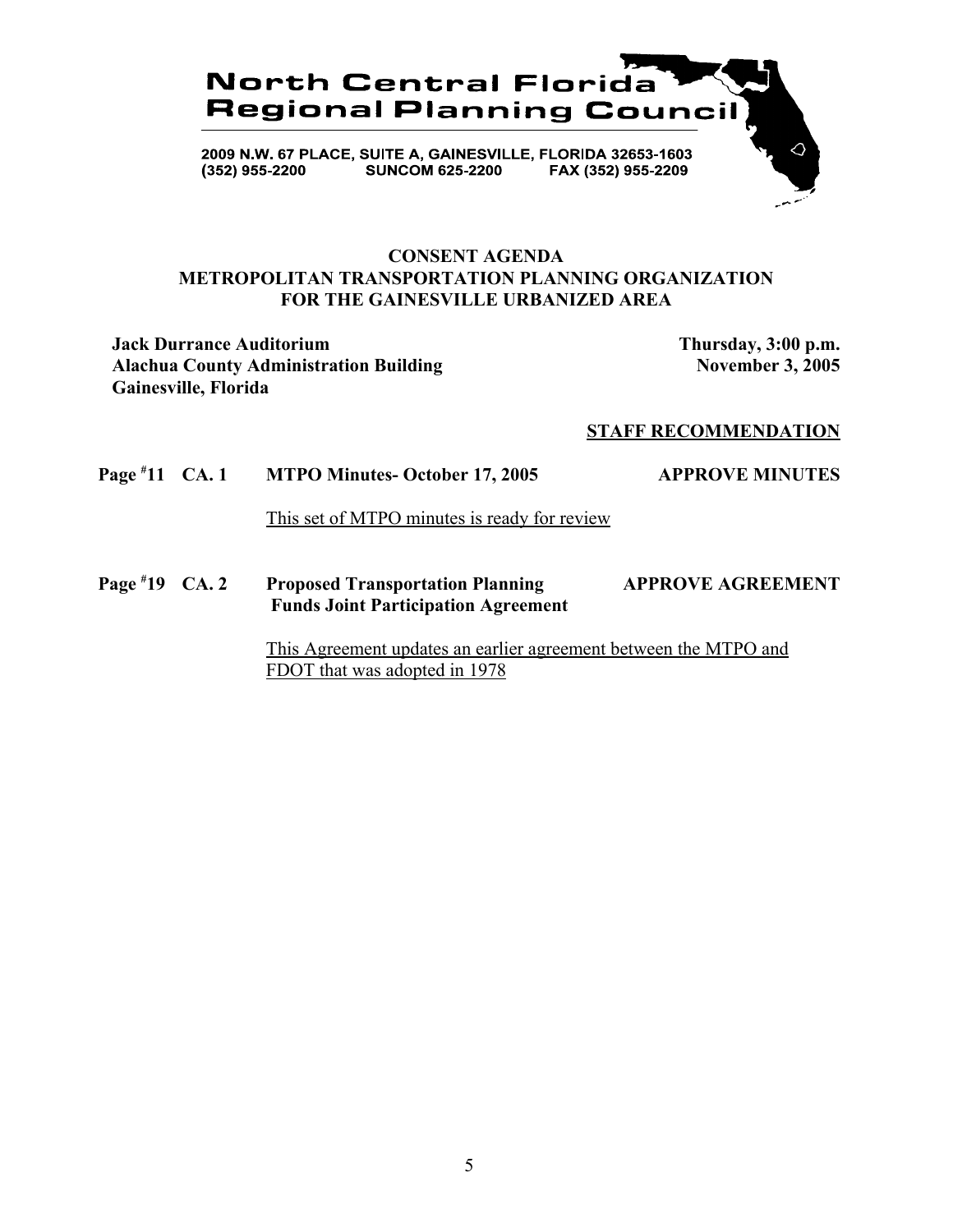**North Central Florida Regional Planning Council**

2009 N.W. 67 PLACE, SUITE A, GAINESVILLE, FLORIDA 32653-1603
(352) 955-2200 SUNCOM 625-2200 FAX (352) 955-2209

## CONSENT AGENDA
## METROPOLITAN TRANSPORTATION PLANNING ORGANIZATION FOR THE GAINESVILLE URBANIZED AREA

**Jack Durrance Auditorium**
**Alachua County Administration Building**
**Gainesville, Florida**

**Thursday, 3:00 p.m.**
**November 3, 2005**

**STAFF RECOMMENDATION**

**Page #11 CA. 1 MTPO Minutes- October 17, 2005** — **APPROVE MINUTES**

This set of MTPO minutes is ready for review

**Page #19 CA. 2 Proposed Transportation Planning Funds Joint Participation Agreement** — **APPROVE AGREEMENT**

This Agreement updates an earlier agreement between the MTPO and FDOT that was adopted in 1978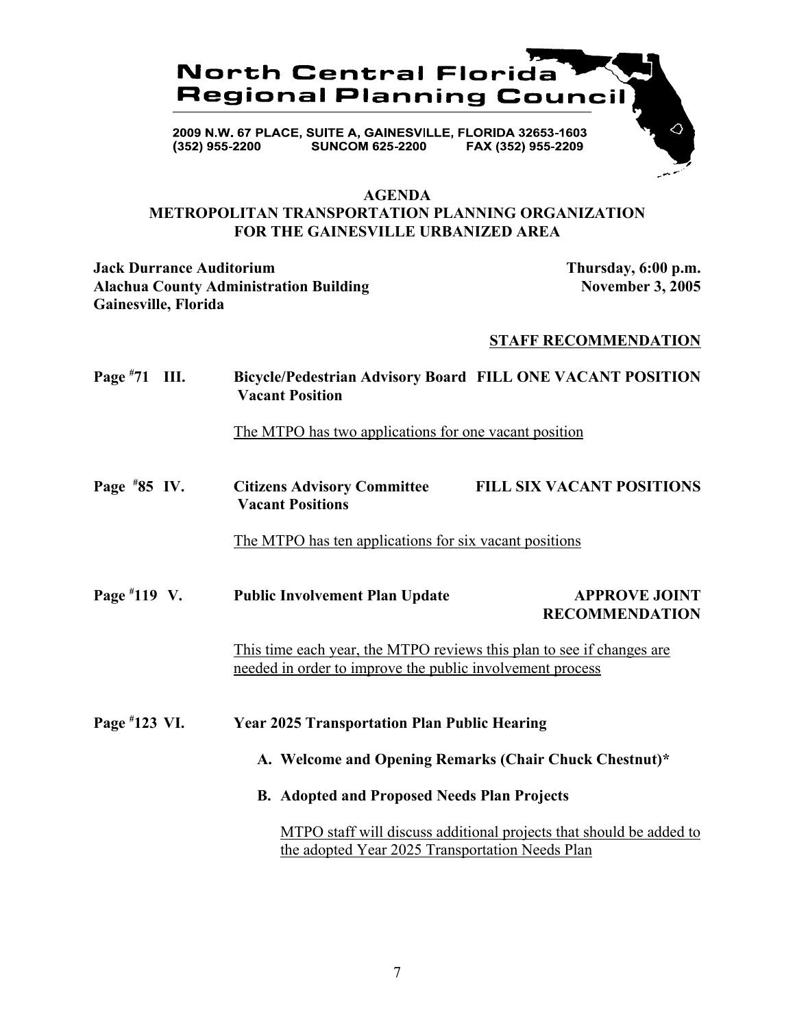# North Central Florida Regional Planning Council

2009 N.W. 67 PLACE, SUITE A, GAINESVILLE, FLORIDA 32653-1603
(352) 955-2200 SUNCOM 625-2200 FAX (352) 955-2209

## AGENDA
## METROPOLITAN TRANSPORTATION PLANNING ORGANIZATION FOR THE GAINESVILLE URBANIZED AREA

**Jack Durrance Auditorium**
**Alachua County Administration Building**
**Gainesville, Florida**

**Thursday, 6:00 p.m.**
**November 3, 2005**

**STAFF RECOMMENDATION**

**Page #71 III. Bicycle/Pedestrian Advisory Board Vacant Position** — **FILL ONE VACANT POSITION**

The MTPO has two applications for one vacant position

**Page #85 IV. Citizens Advisory Committee Vacant Positions** — **FILL SIX VACANT POSITIONS**

The MTPO has ten applications for six vacant positions

**Page #119 V. Public Involvement Plan Update** — **APPROVE JOINT RECOMMENDATION**

This time each year, the MTPO reviews this plan to see if changes are needed in order to improve the public involvement process

**Page #123 VI. Year 2025 Transportation Plan Public Hearing**

**A. Welcome and Opening Remarks (Chair Chuck Chestnut)***

**B. Adopted and Proposed Needs Plan Projects**

MTPO staff will discuss additional projects that should be added to the adopted Year 2025 Transportation Needs Plan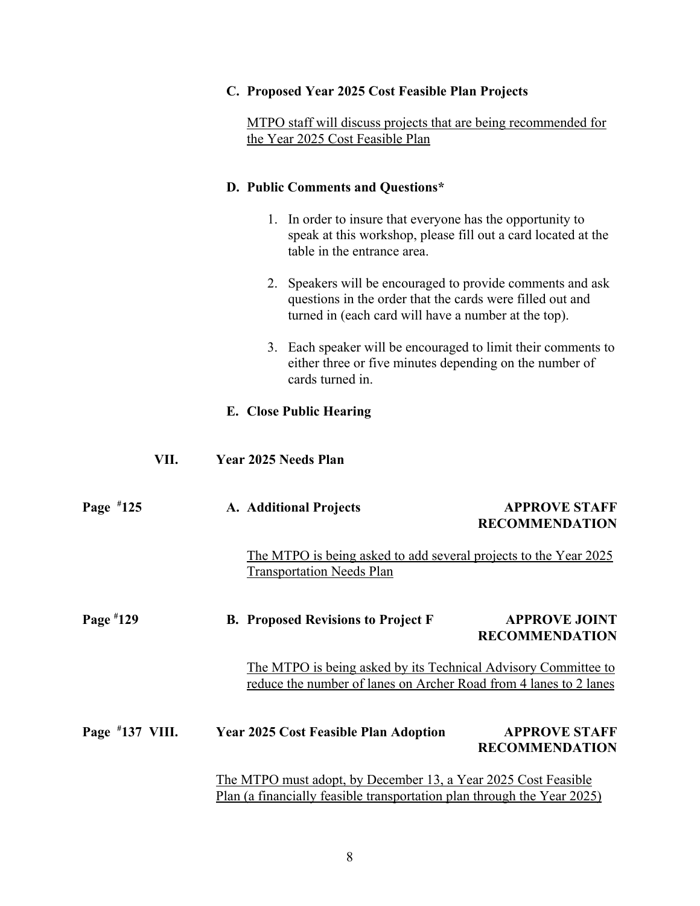**C. Proposed Year 2025 Cost Feasible Plan Projects**

MTPO staff will discuss projects that are being recommended for the Year 2025 Cost Feasible Plan

**D. Public Comments and Questions***

1. In order to insure that everyone has the opportunity to speak at this workshop, please fill out a card located at the table in the entrance area.

2. Speakers will be encouraged to provide comments and ask questions in the order that the cards were filled out and turned in (each card will have a number at the top).

3. Each speaker will be encouraged to limit their comments to either three or five minutes depending on the number of cards turned in.

**E. Close Public Hearing**

**VII. Year 2025 Needs Plan**

**Page #125** — **A. Additional Projects** — **APPROVE STAFF RECOMMENDATION**

The MTPO is being asked to add several projects to the Year 2025 Transportation Needs Plan

**Page #129** — **B. Proposed Revisions to Project F** — **APPROVE JOINT RECOMMENDATION**

The MTPO is being asked by its Technical Advisory Committee to reduce the number of lanes on Archer Road from 4 lanes to 2 lanes

**Page #137 VIII. Year 2025 Cost Feasible Plan Adoption** — **APPROVE STAFF RECOMMENDATION**

The MTPO must adopt, by December 13, a Year 2025 Cost Feasible Plan (a financially feasible transportation plan through the Year 2025)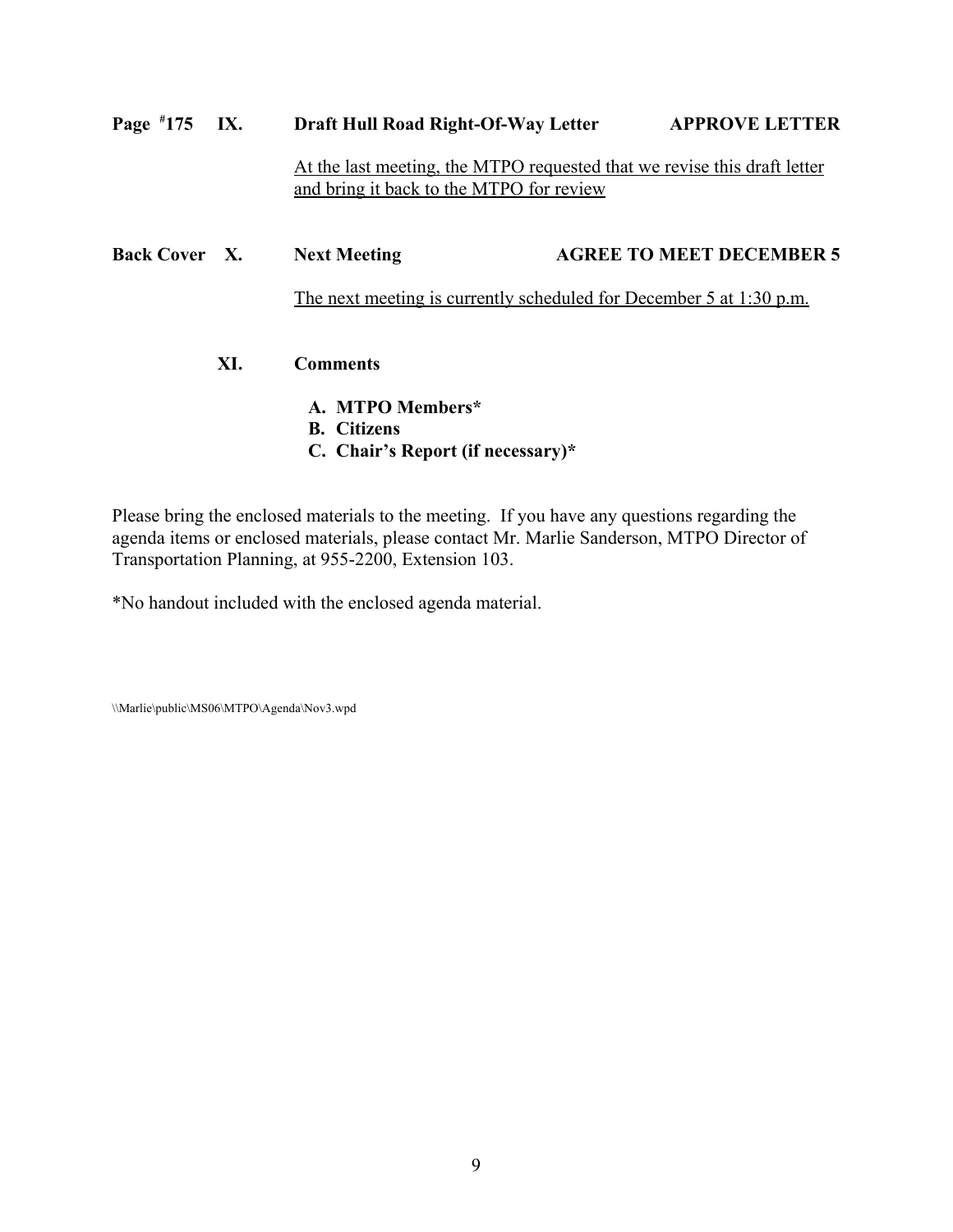**Page #175 IX. Draft Hull Road Right-Of-Way Letter APPROVE LETTER**

At the last meeting, the MTPO requested that we revise this draft letter and bring it back to the MTPO for review

**Back Cover X. Next Meeting AGREE TO MEET DECEMBER 5**

The next meeting is currently scheduled for December 5 at 1:30 p.m.

**XI. Comments**

- **A. MTPO Members***
- **B. Citizens**
- **C. Chair's Report (if necessary)***

Please bring the enclosed materials to the meeting. If you have any questions regarding the agenda items or enclosed materials, please contact Mr. Marlie Sanderson, MTPO Director of Transportation Planning, at 955-2200, Extension 103.

*No handout included with the enclosed agenda material.

\\Marlie\public\MS06\MTPO\Agenda\Nov3.wpd